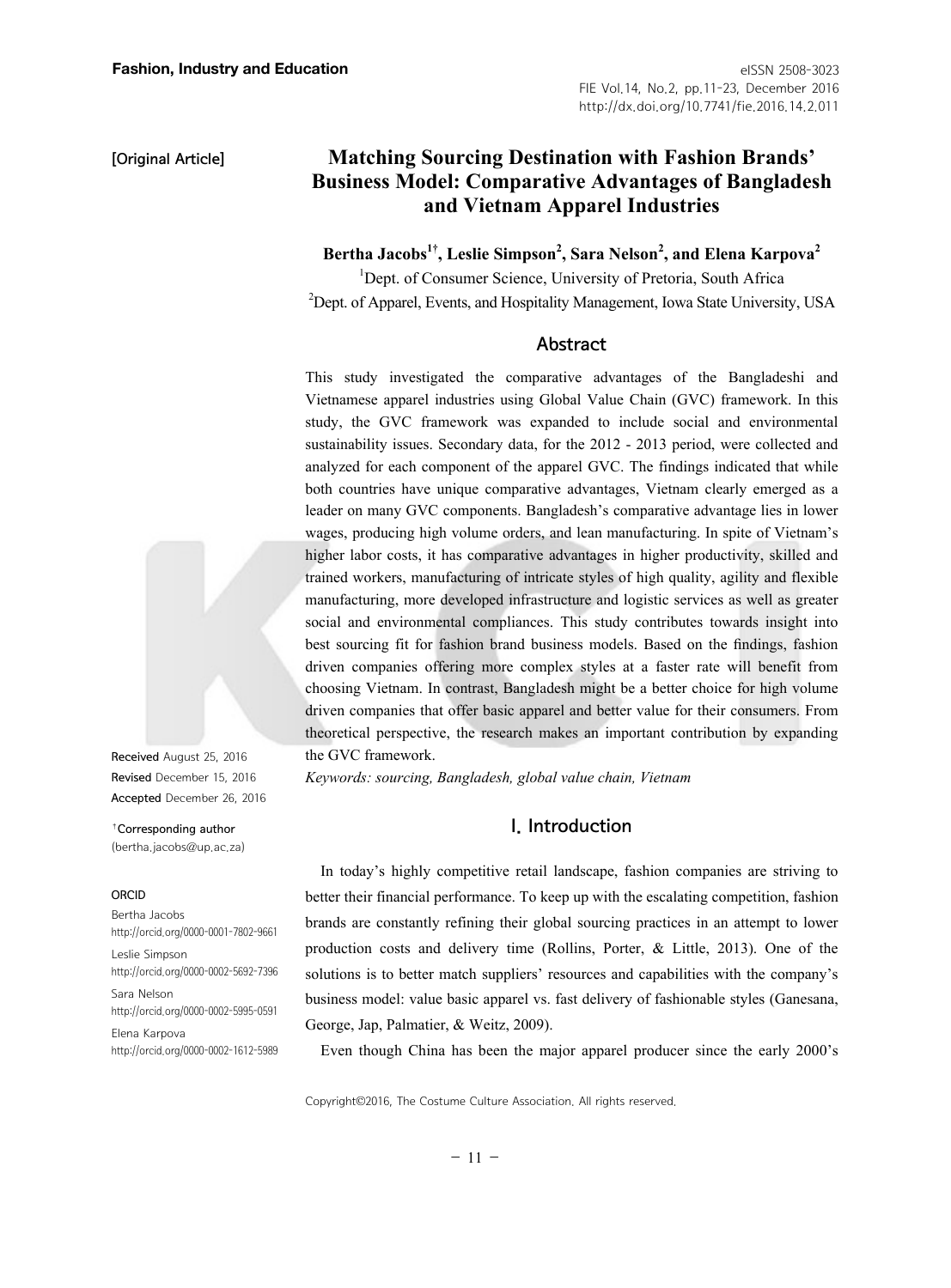[Original Article]

# Matching Sourcing Destination with Fashion Brands' Business Model: Comparative Advantages of Bangladesh and Vietnam Apparel Industries

**Bertha Jacobs[1†], Leslie Simpson[2], Sara Nelson[2], and Elena Karpova[2]**

[1]Dept. of Consumer Science, University of Pretoria, South Africa

[2]Dept. of Apparel, Events, and Hospitality Management, Iowa State University, USA

## Abstract

This study investigated the comparative advantages of the Bangladeshi and Vietnamese apparel industries using Global Value Chain (GVC) framework. In this study, the GVC framework was expanded to include social and environmental sustainability issues. Secondary data, for the 2012 - 2013 period, were collected and analyzed for each component of the apparel GVC. The findings indicated that while both countries have unique comparative advantages, Vietnam clearly emerged as a leader on many GVC components. Bangladesh's comparative advantage lies in lower wages, producing high volume orders, and lean manufacturing. In spite of Vietnam's higher labor costs, it has comparative advantages in higher productivity, skilled and trained workers, manufacturing of intricate styles of high quality, agility and flexible manufacturing, more developed infrastructure and logistic services as well as greater social and environmental compliances. This study contributes towards insight into best sourcing fit for fashion brand business models. Based on the findings, fashion driven companies offering more complex styles at a faster rate will benefit from choosing Vietnam. In contrast, Bangladesh might be a better choice for high volume driven companies that offer basic apparel and better value for their consumers. From theoretical perspective, the research makes an important contribution by expanding the GVC framework.

*Keywords: sourcing, Bangladesh, global value chain, Vietnam*

**Received** August 25, 2016
**Revised** December 15, 2016
**Accepted** December 26, 2016

†Corresponding author
(bertha.jacobs@up.ac.za)

ORCID
Bertha Jacobs
http://orcid.org/0000-0001-7802-9661
Leslie Simpson
http://orcid.org/0000-0002-5692-7396
Sara Nelson
http://orcid.org/0000-0002-5995-0591
Elena Karpova
http://orcid.org/0000-0002-1612-5989

## I. Introduction

In today's highly competitive retail landscape, fashion companies are striving to better their financial performance. To keep up with the escalating competition, fashion brands are constantly refining their global sourcing practices in an attempt to lower production costs and delivery time (Rollins, Porter, & Little, 2013). One of the solutions is to better match suppliers' resources and capabilities with the company's business model: value basic apparel vs. fast delivery of fashionable styles (Ganesana, George, Jap, Palmatier, & Weitz, 2009).

Even though China has been the major apparel producer since the early 2000's

Copyright©2016, The Costume Culture Association. All rights reserved.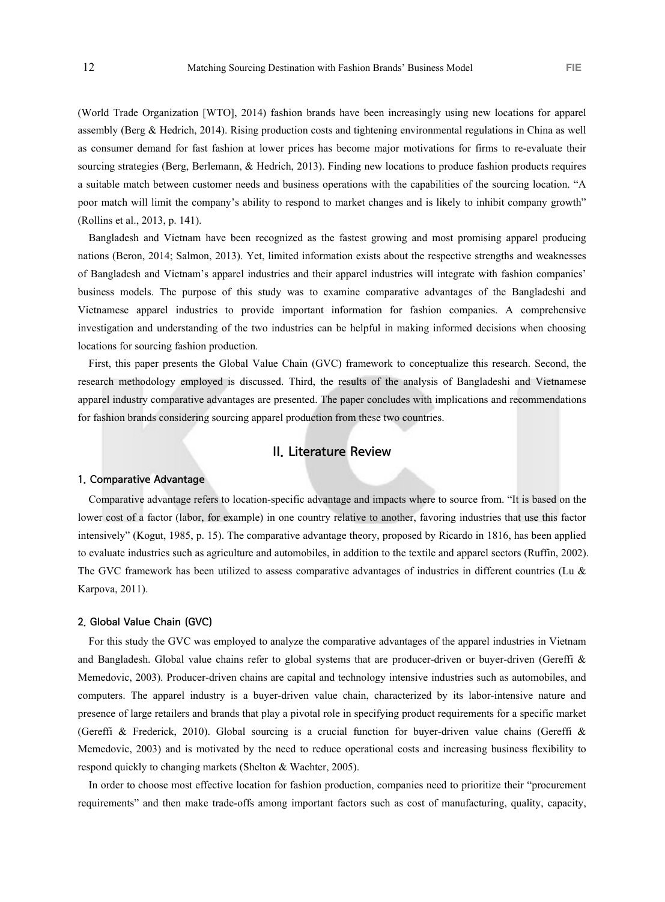(World Trade Organization [WTO], 2014) fashion brands have been increasingly using new locations for apparel assembly (Berg & Hedrich, 2014). Rising production costs and tightening environmental regulations in China as well as consumer demand for fast fashion at lower prices has become major motivations for firms to re-evaluate their sourcing strategies (Berg, Berlemann, & Hedrich, 2013). Finding new locations to produce fashion products requires a suitable match between customer needs and business operations with the capabilities of the sourcing location. "A poor match will limit the company's ability to respond to market changes and is likely to inhibit company growth" (Rollins et al., 2013, p. 141).

Bangladesh and Vietnam have been recognized as the fastest growing and most promising apparel producing nations (Beron, 2014; Salmon, 2013). Yet, limited information exists about the respective strengths and weaknesses of Bangladesh and Vietnam's apparel industries and their apparel industries will integrate with fashion companies' business models. The purpose of this study was to examine comparative advantages of the Bangladeshi and Vietnamese apparel industries to provide important information for fashion companies. A comprehensive investigation and understanding of the two industries can be helpful in making informed decisions when choosing locations for sourcing fashion production.

First, this paper presents the Global Value Chain (GVC) framework to conceptualize this research. Second, the research methodology employed is discussed. Third, the results of the analysis of Bangladeshi and Vietnamese apparel industry comparative advantages are presented. The paper concludes with implications and recommendations for fashion brands considering sourcing apparel production from these two countries.

## II. Literature Review

### 1. Comparative Advantage

Comparative advantage refers to location-specific advantage and impacts where to source from. "It is based on the lower cost of a factor (labor, for example) in one country relative to another, favoring industries that use this factor intensively" (Kogut, 1985, p. 15). The comparative advantage theory, proposed by Ricardo in 1816, has been applied to evaluate industries such as agriculture and automobiles, in addition to the textile and apparel sectors (Ruffin, 2002). The GVC framework has been utilized to assess comparative advantages of industries in different countries (Lu & Karpova, 2011).

### 2. Global Value Chain (GVC)

For this study the GVC was employed to analyze the comparative advantages of the apparel industries in Vietnam and Bangladesh. Global value chains refer to global systems that are producer-driven or buyer-driven (Gereffi & Memedovic, 2003). Producer-driven chains are capital and technology intensive industries such as automobiles, and computers. The apparel industry is a buyer-driven value chain, characterized by its labor-intensive nature and presence of large retailers and brands that play a pivotal role in specifying product requirements for a specific market (Gereffi & Frederick, 2010). Global sourcing is a crucial function for buyer-driven value chains (Gereffi & Memedovic, 2003) and is motivated by the need to reduce operational costs and increasing business flexibility to respond quickly to changing markets (Shelton & Wachter, 2005).

In order to choose most effective location for fashion production, companies need to prioritize their "procurement requirements" and then make trade-offs among important factors such as cost of manufacturing, quality, capacity,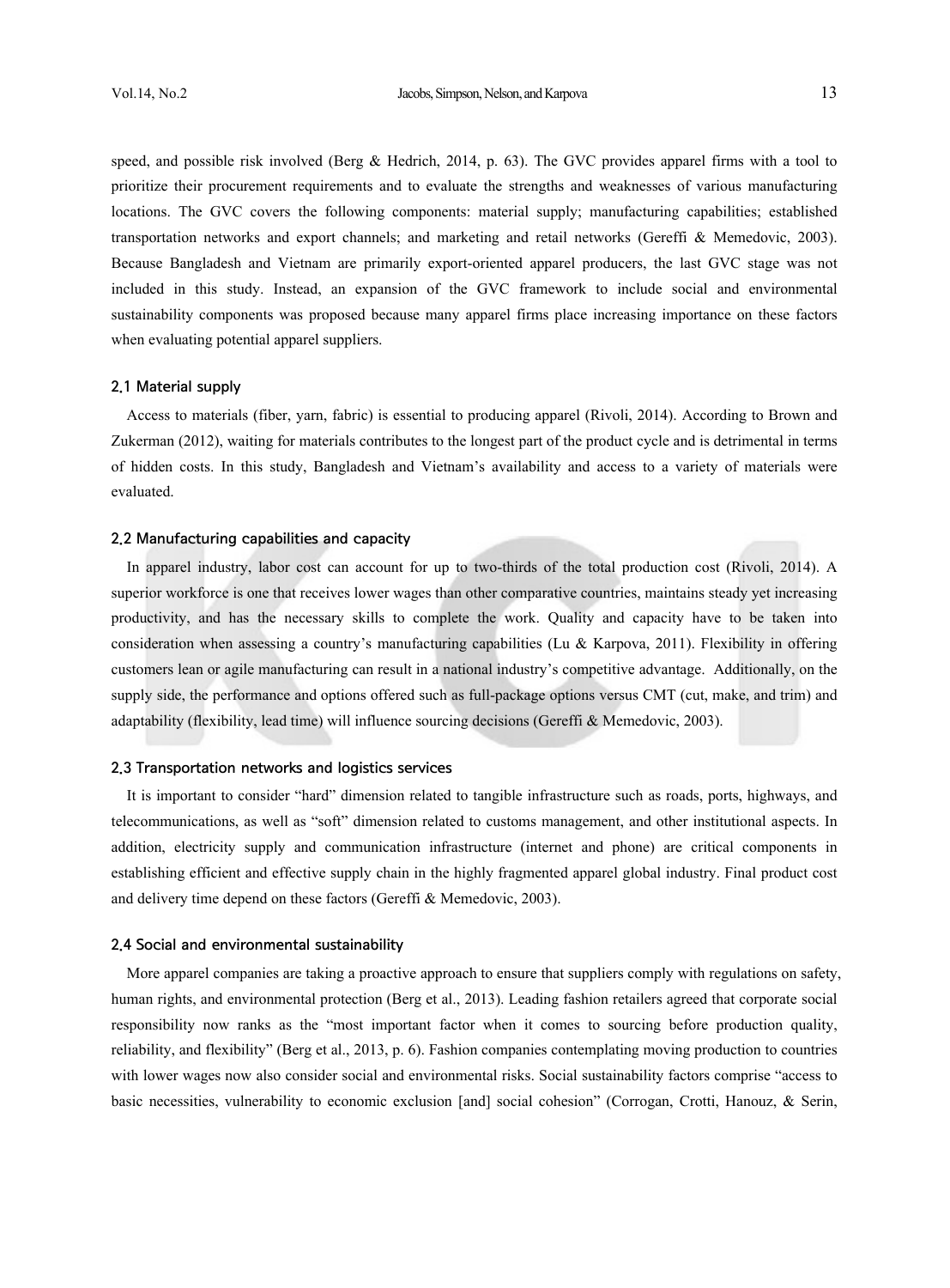speed, and possible risk involved (Berg & Hedrich, 2014, p. 63). The GVC provides apparel firms with a tool to prioritize their procurement requirements and to evaluate the strengths and weaknesses of various manufacturing locations. The GVC covers the following components: material supply; manufacturing capabilities; established transportation networks and export channels; and marketing and retail networks (Gereffi & Memedovic, 2003). Because Bangladesh and Vietnam are primarily export-oriented apparel producers, the last GVC stage was not included in this study. Instead, an expansion of the GVC framework to include social and environmental sustainability components was proposed because many apparel firms place increasing importance on these factors when evaluating potential apparel suppliers.

### 2.1 Material supply

Access to materials (fiber, yarn, fabric) is essential to producing apparel (Rivoli, 2014). According to Brown and Zukerman (2012), waiting for materials contributes to the longest part of the product cycle and is detrimental in terms of hidden costs. In this study, Bangladesh and Vietnam's availability and access to a variety of materials were evaluated.

### 2.2 Manufacturing capabilities and capacity

In apparel industry, labor cost can account for up to two-thirds of the total production cost (Rivoli, 2014). A superior workforce is one that receives lower wages than other comparative countries, maintains steady yet increasing productivity, and has the necessary skills to complete the work. Quality and capacity have to be taken into consideration when assessing a country's manufacturing capabilities (Lu & Karpova, 2011). Flexibility in offering customers lean or agile manufacturing can result in a national industry's competitive advantage. Additionally, on the supply side, the performance and options offered such as full-package options versus CMT (cut, make, and trim) and adaptability (flexibility, lead time) will influence sourcing decisions (Gereffi & Memedovic, 2003).

### 2.3 Transportation networks and logistics services

It is important to consider "hard" dimension related to tangible infrastructure such as roads, ports, highways, and telecommunications, as well as "soft" dimension related to customs management, and other institutional aspects. In addition, electricity supply and communication infrastructure (internet and phone) are critical components in establishing efficient and effective supply chain in the highly fragmented apparel global industry. Final product cost and delivery time depend on these factors (Gereffi & Memedovic, 2003).

### 2.4 Social and environmental sustainability

More apparel companies are taking a proactive approach to ensure that suppliers comply with regulations on safety, human rights, and environmental protection (Berg et al., 2013). Leading fashion retailers agreed that corporate social responsibility now ranks as the "most important factor when it comes to sourcing before production quality, reliability, and flexibility" (Berg et al., 2013, p. 6). Fashion companies contemplating moving production to countries with lower wages now also consider social and environmental risks. Social sustainability factors comprise "access to basic necessities, vulnerability to economic exclusion [and] social cohesion" (Corrogan, Crotti, Hanouz, & Serin,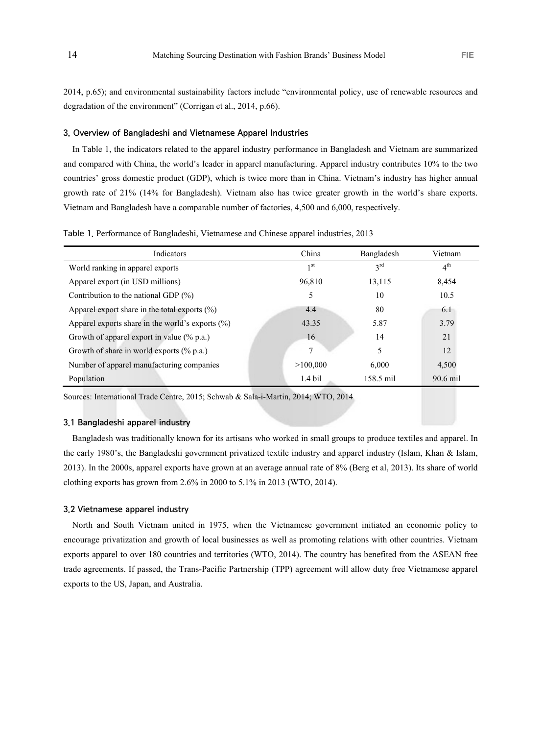2014, p.65); and environmental sustainability factors include "environmental policy, use of renewable resources and degradation of the environment" (Corrigan et al., 2014, p.66).

## 3. Overview of Bangladeshi and Vietnamese Apparel Industries

In Table 1, the indicators related to the apparel industry performance in Bangladesh and Vietnam are summarized and compared with China, the world's leader in apparel manufacturing. Apparel industry contributes 10% to the two countries' gross domestic product (GDP), which is twice more than in China. Vietnam's industry has higher annual growth rate of 21% (14% for Bangladesh). Vietnam also has twice greater growth in the world's share exports. Vietnam and Bangladesh have a comparable number of factories, 4,500 and 6,000, respectively.

Table 1. Performance of Bangladeshi, Vietnamese and Chinese apparel industries, 2013

| Indicators | China | Bangladesh | Vietnam |
|---|---|---|---|
| World ranking in apparel exports | 1st | 3rd | 4th |
| Apparel export (in USD millions) | 96,810 | 13,115 | 8,454 |
| Contribution to the national GDP (%) | 5 | 10 | 10.5 |
| Apparel export share in the total exports (%) | 4.4 | 80 | 6.1 |
| Apparel exports share in the world's exports (%) | 43.35 | 5.87 | 3.79 |
| Growth of apparel export in value (% p.a.) | 16 | 14 | 21 |
| Growth of share in world exports (% p.a.) | 7 | 5 | 12 |
| Number of apparel manufacturing companies | >100,000 | 6,000 | 4,500 |
| Population | 1.4 bil | 158.5 mil | 90.6 mil |

Sources: International Trade Centre, 2015; Schwab & Sala-i-Martin, 2014; WTO, 2014

### 3.1 Bangladeshi apparel industry

Bangladesh was traditionally known for its artisans who worked in small groups to produce textiles and apparel. In the early 1980's, the Bangladeshi government privatized textile industry and apparel industry (Islam, Khan & Islam, 2013). In the 2000s, apparel exports have grown at an average annual rate of 8% (Berg et al, 2013). Its share of world clothing exports has grown from 2.6% in 2000 to 5.1% in 2013 (WTO, 2014).

### 3.2 Vietnamese apparel industry

North and South Vietnam united in 1975, when the Vietnamese government initiated an economic policy to encourage privatization and growth of local businesses as well as promoting relations with other countries. Vietnam exports apparel to over 180 countries and territories (WTO, 2014). The country has benefited from the ASEAN free trade agreements. If passed, the Trans-Pacific Partnership (TPP) agreement will allow duty free Vietnamese apparel exports to the US, Japan, and Australia.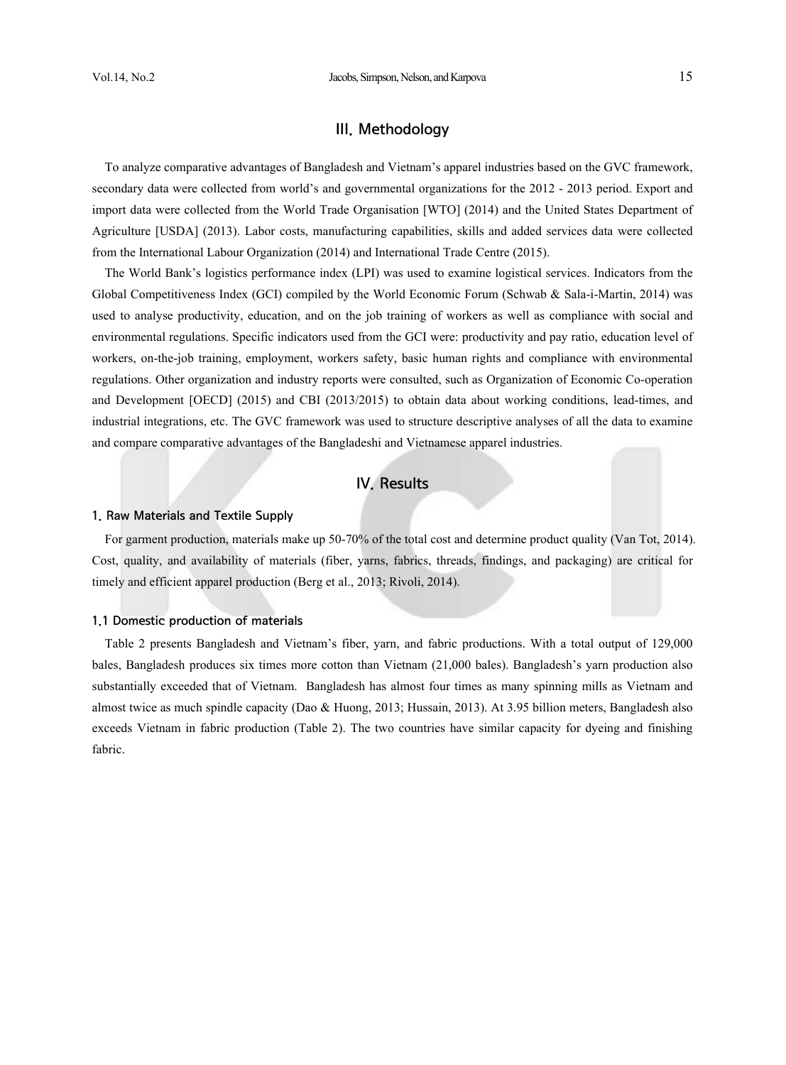## III. Methodology

To analyze comparative advantages of Bangladesh and Vietnam's apparel industries based on the GVC framework, secondary data were collected from world's and governmental organizations for the 2012 - 2013 period. Export and import data were collected from the World Trade Organisation [WTO] (2014) and the United States Department of Agriculture [USDA] (2013). Labor costs, manufacturing capabilities, skills and added services data were collected from the International Labour Organization (2014) and International Trade Centre (2015).

The World Bank's logistics performance index (LPI) was used to examine logistical services. Indicators from the Global Competitiveness Index (GCI) compiled by the World Economic Forum (Schwab & Sala-i-Martin, 2014) was used to analyse productivity, education, and on the job training of workers as well as compliance with social and environmental regulations. Specific indicators used from the GCI were: productivity and pay ratio, education level of workers, on-the-job training, employment, workers safety, basic human rights and compliance with environmental regulations. Other organization and industry reports were consulted, such as Organization of Economic Co-operation and Development [OECD] (2015) and CBI (2013/2015) to obtain data about working conditions, lead-times, and industrial integrations, etc. The GVC framework was used to structure descriptive analyses of all the data to examine and compare comparative advantages of the Bangladeshi and Vietnamese apparel industries.

## IV. Results

### 1. Raw Materials and Textile Supply

For garment production, materials make up 50-70% of the total cost and determine product quality (Van Tot, 2014). Cost, quality, and availability of materials (fiber, yarns, fabrics, threads, findings, and packaging) are critical for timely and efficient apparel production (Berg et al., 2013; Rivoli, 2014).

#### 1.1 Domestic production of materials

Table 2 presents Bangladesh and Vietnam's fiber, yarn, and fabric productions. With a total output of 129,000 bales, Bangladesh produces six times more cotton than Vietnam (21,000 bales). Bangladesh's yarn production also substantially exceeded that of Vietnam. Bangladesh has almost four times as many spinning mills as Vietnam and almost twice as much spindle capacity (Dao & Huong, 2013; Hussain, 2013). At 3.95 billion meters, Bangladesh also exceeds Vietnam in fabric production (Table 2). The two countries have similar capacity for dyeing and finishing fabric.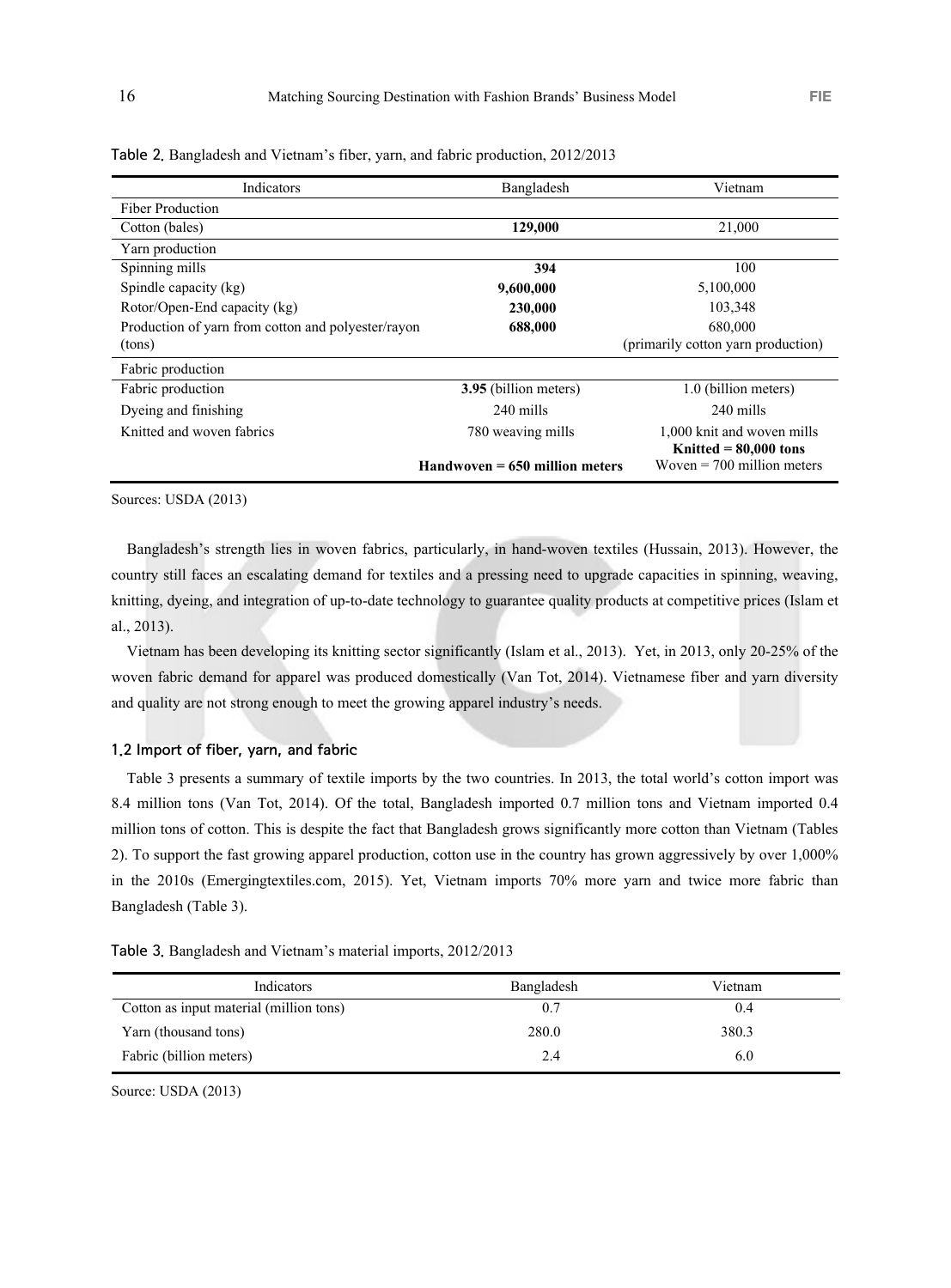Table 2. Bangladesh and Vietnam's fiber, yarn, and fabric production, 2012/2013

| Indicators | Bangladesh | Vietnam |
|---|---|---|
| Fiber Production | | |
| Cotton (bales) | **129,000** | 21,000 |
| Yarn production | | |
| Spinning mills | **394** | 100 |
| Spindle capacity (kg) | **9,600,000** | 5,100,000 |
| Rotor/Open-End capacity (kg) | **230,000** | 103,348 |
| Production of yarn from cotton and polyester/rayon (tons) | **688,000** | 680,000 (primarily cotton yarn production) |
| Fabric production | | |
| Fabric production | **3.95** (billion meters) | 1.0 (billion meters) |
| Dyeing and finishing | 240 mills | 240 mills |
| Knitted and woven fabrics | 780 weaving mills<br>**Handwoven = 650 million meters** | 1,000 knit and woven mills<br>**Knitted = 80,000 tons**<br>Woven = 700 million meters |

Sources: USDA (2013)

Bangladesh's strength lies in woven fabrics, particularly, in hand-woven textiles (Hussain, 2013). However, the country still faces an escalating demand for textiles and a pressing need to upgrade capacities in spinning, weaving, knitting, dyeing, and integration of up-to-date technology to guarantee quality products at competitive prices (Islam et al., 2013).

Vietnam has been developing its knitting sector significantly (Islam et al., 2013). Yet, in 2013, only 20-25% of the woven fabric demand for apparel was produced domestically (Van Tot, 2014). Vietnamese fiber and yarn diversity and quality are not strong enough to meet the growing apparel industry's needs.

### 1.2 Import of fiber, yarn, and fabric

Table 3 presents a summary of textile imports by the two countries. In 2013, the total world's cotton import was 8.4 million tons (Van Tot, 2014). Of the total, Bangladesh imported 0.7 million tons and Vietnam imported 0.4 million tons of cotton. This is despite the fact that Bangladesh grows significantly more cotton than Vietnam (Tables 2). To support the fast growing apparel production, cotton use in the country has grown aggressively by over 1,000% in the 2010s (Emergingtextiles.com, 2015). Yet, Vietnam imports 70% more yarn and twice more fabric than Bangladesh (Table 3).

Table 3. Bangladesh and Vietnam's material imports, 2012/2013

| Indicators | Bangladesh | Vietnam |
|---|---|---|
| Cotton as input material (million tons) | 0.7 | 0.4 |
| Yarn (thousand tons) | 280.0 | 380.3 |
| Fabric (billion meters) | 2.4 | 6.0 |

Source: USDA (2013)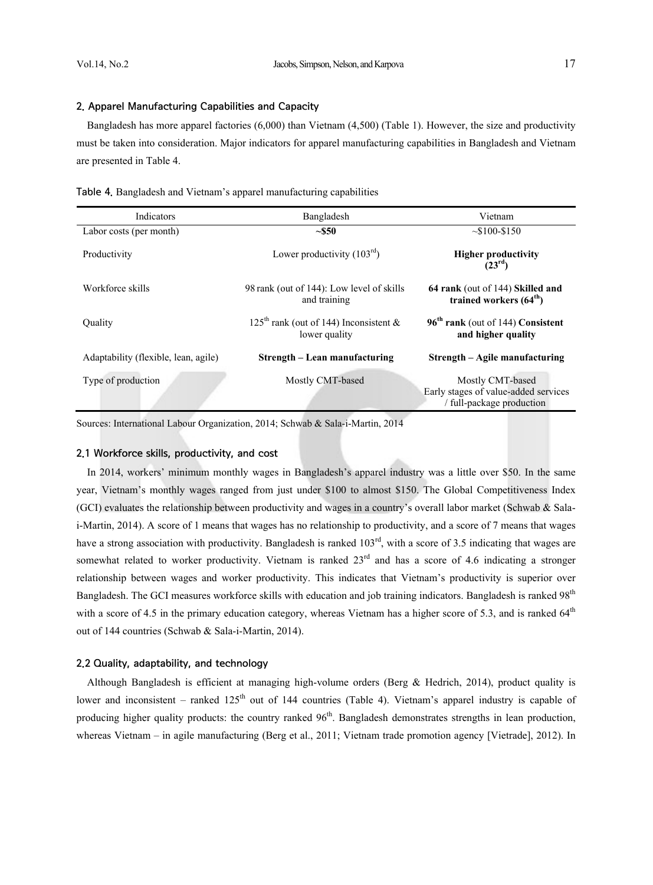## 2. Apparel Manufacturing Capabilities and Capacity

Bangladesh has more apparel factories (6,000) than Vietnam (4,500) (Table 1). However, the size and productivity must be taken into consideration. Major indicators for apparel manufacturing capabilities in Bangladesh and Vietnam are presented in Table 4.

Table 4. Bangladesh and Vietnam's apparel manufacturing capabilities

| Indicators | Bangladesh | Vietnam |
|---|---|---|
| Labor costs (per month) | **~$50** | ~$100-$150 |
| Productivity | Lower productivity (103rd) | **Higher productivity (23rd)** |
| Workforce skills | 98 rank (out of 144): Low level of skills and training | **64 rank** (out of 144) **Skilled and trained workers (64th)** |
| Quality | 125th rank (out of 144) Inconsistent & lower quality | **96th rank** (out of 144) **Consistent and higher quality** |
| Adaptability (flexible, lean, agile) | **Strength – Lean manufacturing** | **Strength – Agile manufacturing** |
| Type of production | Mostly CMT-based | Mostly CMT-based Early stages of value-added services / full-package production |

Sources: International Labour Organization, 2014; Schwab & Sala-i-Martin, 2014

### 2.1 Workforce skills, productivity, and cost

In 2014, workers' minimum monthly wages in Bangladesh's apparel industry was a little over $50. In the same year, Vietnam's monthly wages ranged from just under $100 to almost $150. The Global Competitiveness Index (GCI) evaluates the relationship between productivity and wages in a country's overall labor market (Schwab & Sala-i-Martin, 2014). A score of 1 means that wages has no relationship to productivity, and a score of 7 means that wages have a strong association with productivity. Bangladesh is ranked 103rd, with a score of 3.5 indicating that wages are somewhat related to worker productivity. Vietnam is ranked 23rd and has a score of 4.6 indicating a stronger relationship between wages and worker productivity. This indicates that Vietnam's productivity is superior over Bangladesh. The GCI measures workforce skills with education and job training indicators. Bangladesh is ranked 98th with a score of 4.5 in the primary education category, whereas Vietnam has a higher score of 5.3, and is ranked 64th out of 144 countries (Schwab & Sala-i-Martin, 2014).

### 2.2 Quality, adaptability, and technology

Although Bangladesh is efficient at managing high-volume orders (Berg & Hedrich, 2014), product quality is lower and inconsistent – ranked 125th out of 144 countries (Table 4). Vietnam's apparel industry is capable of producing higher quality products: the country ranked 96th. Bangladesh demonstrates strengths in lean production, whereas Vietnam – in agile manufacturing (Berg et al., 2011; Vietnam trade promotion agency [Vietrade], 2012). In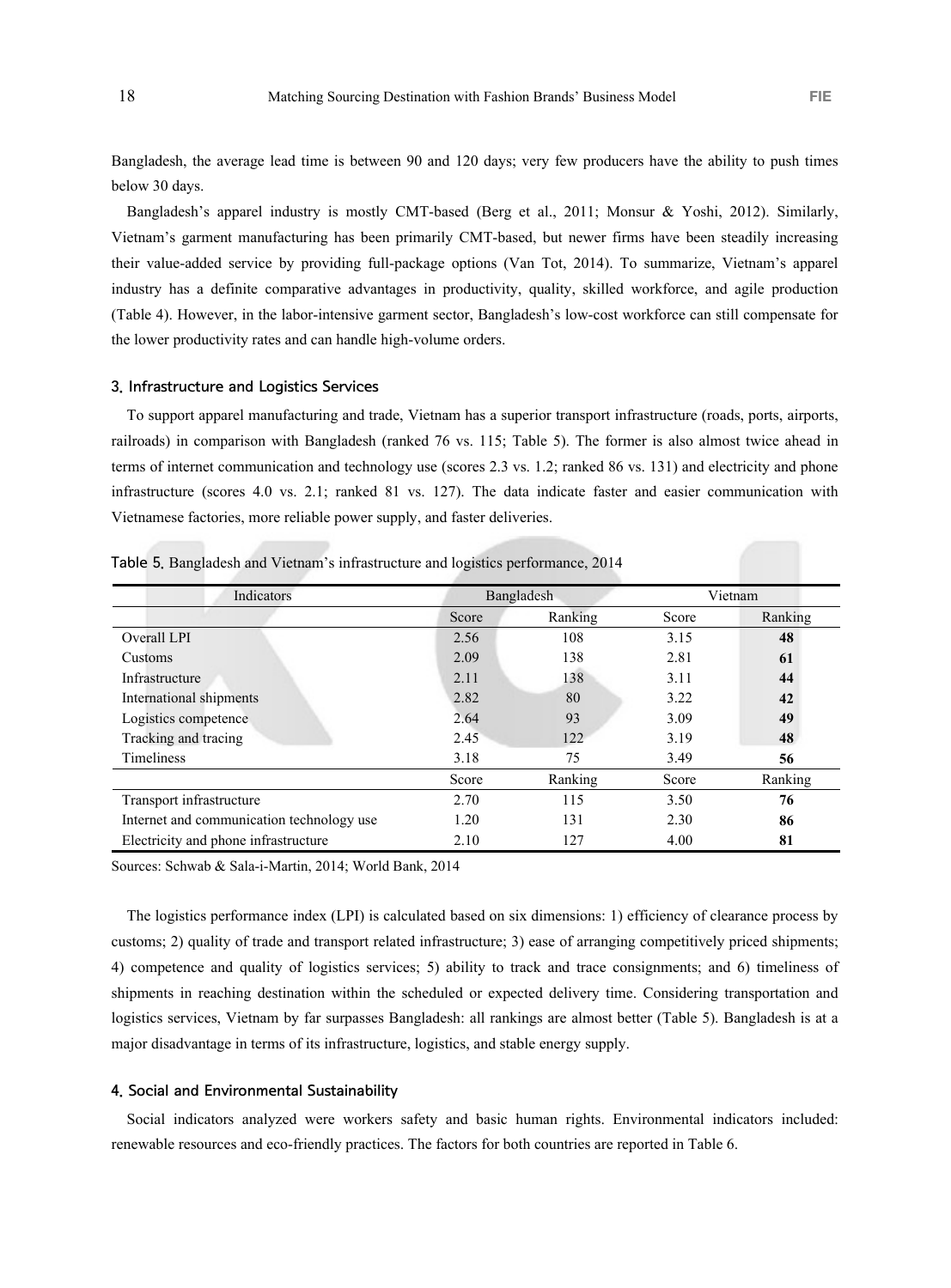Bangladesh, the average lead time is between 90 and 120 days; very few producers have the ability to push times below 30 days.

Bangladesh's apparel industry is mostly CMT-based (Berg et al., 2011; Monsur & Yoshi, 2012). Similarly, Vietnam's garment manufacturing has been primarily CMT-based, but newer firms have been steadily increasing their value-added service by providing full-package options (Van Tot, 2014). To summarize, Vietnam's apparel industry has a definite comparative advantages in productivity, quality, skilled workforce, and agile production (Table 4). However, in the labor-intensive garment sector, Bangladesh's low-cost workforce can still compensate for the lower productivity rates and can handle high-volume orders.

### 3. Infrastructure and Logistics Services

To support apparel manufacturing and trade, Vietnam has a superior transport infrastructure (roads, ports, airports, railroads) in comparison with Bangladesh (ranked 76 vs. 115; Table 5). The former is also almost twice ahead in terms of internet communication and technology use (scores 2.3 vs. 1.2; ranked 86 vs. 131) and electricity and phone infrastructure (scores 4.0 vs. 2.1; ranked 81 vs. 127). The data indicate faster and easier communication with Vietnamese factories, more reliable power supply, and faster deliveries.

Table 5. Bangladesh and Vietnam's infrastructure and logistics performance, 2014

| Indicators | Bangladesh | | Vietnam | |
|---|---|---|---|---|
| | Score | Ranking | Score | Ranking |
| Overall LPI | 2.56 | 108 | 3.15 | **48** |
| Customs | 2.09 | 138 | 2.81 | **61** |
| Infrastructure | 2.11 | 138 | 3.11 | **44** |
| International shipments | 2.82 | 80 | 3.22 | **42** |
| Logistics competence | 2.64 | 93 | 3.09 | **49** |
| Tracking and tracing | 2.45 | 122 | 3.19 | **48** |
| Timeliness | 3.18 | 75 | 3.49 | **56** |
| | Score | Ranking | Score | Ranking |
| Transport infrastructure | 2.70 | 115 | 3.50 | **76** |
| Internet and communication technology use | 1.20 | 131 | 2.30 | **86** |
| Electricity and phone infrastructure | 2.10 | 127 | 4.00 | **81** |

Sources: Schwab & Sala-i-Martin, 2014; World Bank, 2014

The logistics performance index (LPI) is calculated based on six dimensions: 1) efficiency of clearance process by customs; 2) quality of trade and transport related infrastructure; 3) ease of arranging competitively priced shipments; 4) competence and quality of logistics services; 5) ability to track and trace consignments; and 6) timeliness of shipments in reaching destination within the scheduled or expected delivery time. Considering transportation and logistics services, Vietnam by far surpasses Bangladesh: all rankings are almost better (Table 5). Bangladesh is at a major disadvantage in terms of its infrastructure, logistics, and stable energy supply.

### 4. Social and Environmental Sustainability

Social indicators analyzed were workers safety and basic human rights. Environmental indicators included: renewable resources and eco-friendly practices. The factors for both countries are reported in Table 6.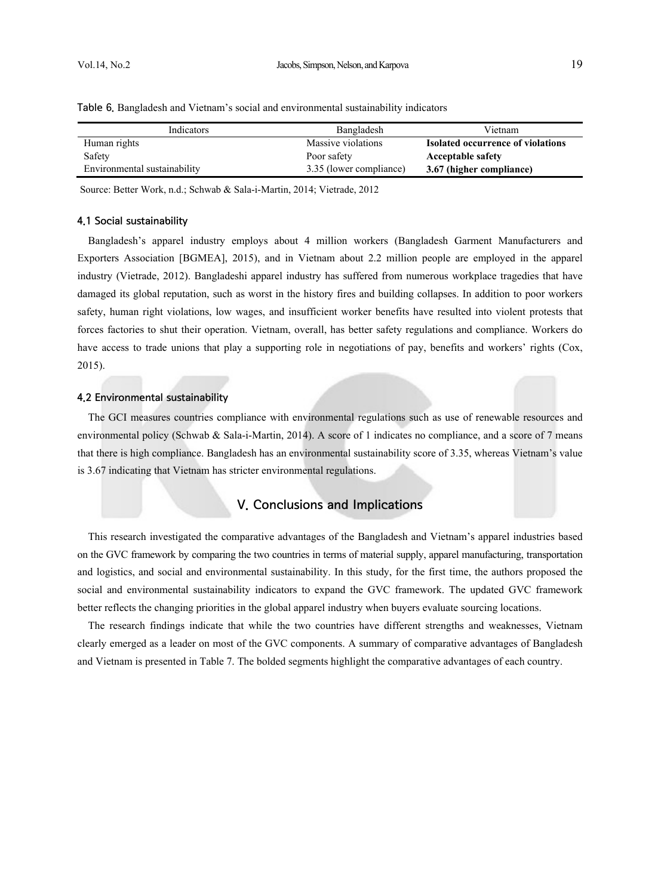Table 6. Bangladesh and Vietnam's social and environmental sustainability indicators

| Indicators | Bangladesh | Vietnam |
|---|---|---|
| Human rights | Massive violations | **Isolated occurrence of violations** |
| Safety | Poor safety | **Acceptable safety** |
| Environmental sustainability | 3.35 (lower compliance) | **3.67 (higher compliance)** |

Source: Better Work, n.d.; Schwab & Sala-i-Martin, 2014; Vietrade, 2012

### 4.1 Social sustainability

Bangladesh's apparel industry employs about 4 million workers (Bangladesh Garment Manufacturers and Exporters Association [BGMEA], 2015), and in Vietnam about 2.2 million people are employed in the apparel industry (Vietrade, 2012). Bangladeshi apparel industry has suffered from numerous workplace tragedies that have damaged its global reputation, such as worst in the history fires and building collapses. In addition to poor workers safety, human right violations, low wages, and insufficient worker benefits have resulted into violent protests that forces factories to shut their operation. Vietnam, overall, has better safety regulations and compliance. Workers do have access to trade unions that play a supporting role in negotiations of pay, benefits and workers' rights (Cox, 2015).

### 4.2 Environmental sustainability

The GCI measures countries compliance with environmental regulations such as use of renewable resources and environmental policy (Schwab & Sala-i-Martin, 2014). A score of 1 indicates no compliance, and a score of 7 means that there is high compliance. Bangladesh has an environmental sustainability score of 3.35, whereas Vietnam's value is 3.67 indicating that Vietnam has stricter environmental regulations.

## V. Conclusions and Implications

This research investigated the comparative advantages of the Bangladesh and Vietnam's apparel industries based on the GVC framework by comparing the two countries in terms of material supply, apparel manufacturing, transportation and logistics, and social and environmental sustainability. In this study, for the first time, the authors proposed the social and environmental sustainability indicators to expand the GVC framework. The updated GVC framework better reflects the changing priorities in the global apparel industry when buyers evaluate sourcing locations.

The research findings indicate that while the two countries have different strengths and weaknesses, Vietnam clearly emerged as a leader on most of the GVC components. A summary of comparative advantages of Bangladesh and Vietnam is presented in Table 7. The bolded segments highlight the comparative advantages of each country.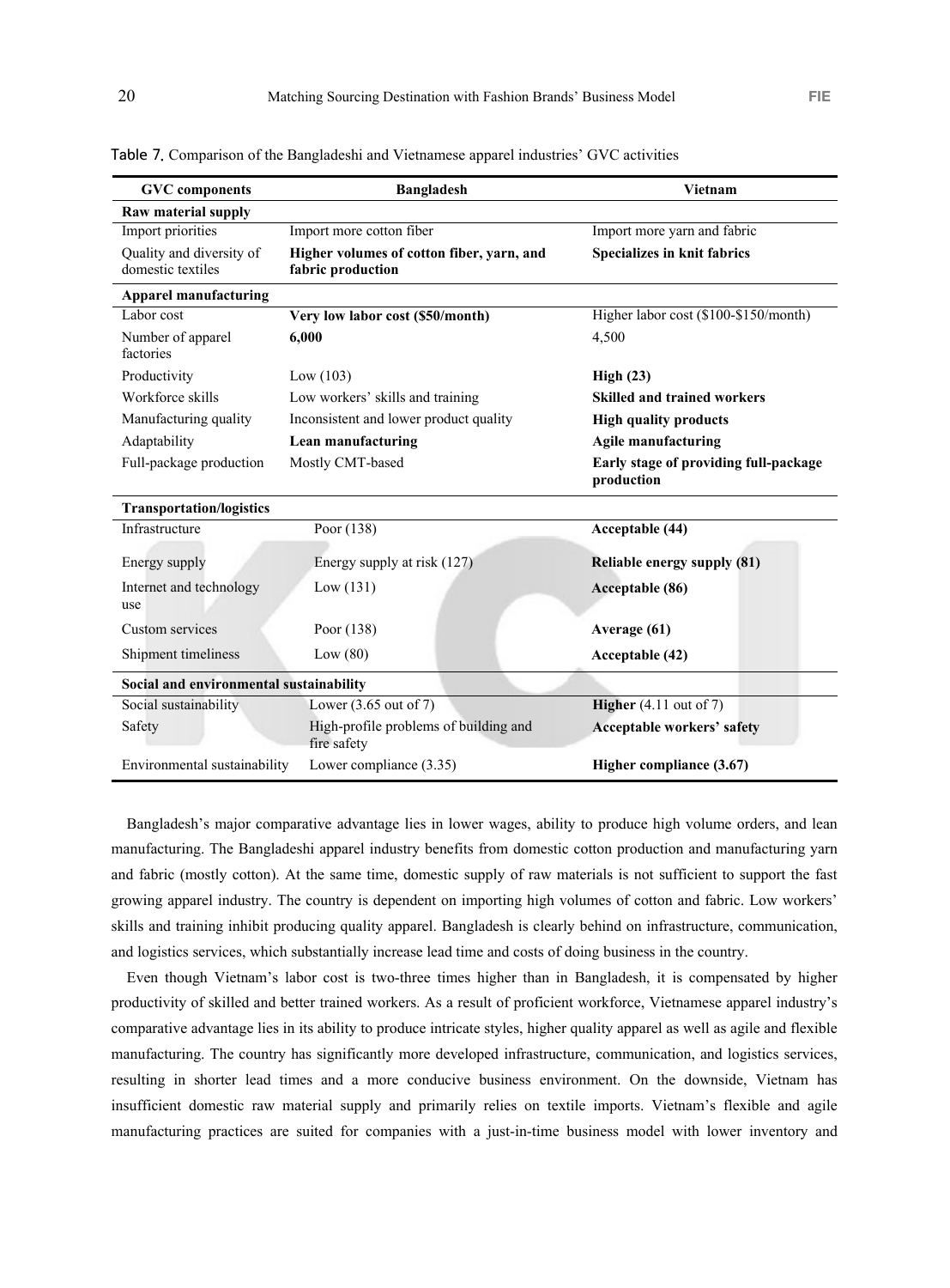Table 7. Comparison of the Bangladeshi and Vietnamese apparel industries' GVC activities

| GVC components | Bangladesh | Vietnam |
|---|---|---|
| **Raw material supply** | | |
| Import priorities | Import more cotton fiber | Import more yarn and fabric |
| Quality and diversity of domestic textiles | **Higher volumes of cotton fiber, yarn, and fabric production** | **Specializes in knit fabrics** |
| **Apparel manufacturing** | | |
| Labor cost | **Very low labor cost ($50/month)** | Higher labor cost ($100-$150/month) |
| Number of apparel factories | **6,000** | 4,500 |
| Productivity | Low (103) | **High (23)** |
| Workforce skills | Low workers' skills and training | **Skilled and trained workers** |
| Manufacturing quality | Inconsistent and lower product quality | **High quality products** |
| Adaptability | **Lean manufacturing** | **Agile manufacturing** |
| Full-package production | Mostly CMT-based | **Early stage of providing full-package production** |
| **Transportation/logistics** | | |
| Infrastructure | Poor (138) | **Acceptable (44)** |
| Energy supply | Energy supply at risk (127) | **Reliable energy supply (81)** |
| Internet and technology use | Low (131) | **Acceptable (86)** |
| Custom services | Poor (138) | **Average (61)** |
| Shipment timeliness | Low (80) | **Acceptable (42)** |
| **Social and environmental sustainability** | | |
| Social sustainability | Lower (3.65 out of 7) | **Higher** (4.11 out of 7) |
| Safety | High-profile problems of building and fire safety | **Acceptable workers' safety** |
| Environmental sustainability | Lower compliance (3.35) | **Higher compliance (3.67)** |

Bangladesh's major comparative advantage lies in lower wages, ability to produce high volume orders, and lean manufacturing. The Bangladeshi apparel industry benefits from domestic cotton production and manufacturing yarn and fabric (mostly cotton). At the same time, domestic supply of raw materials is not sufficient to support the fast growing apparel industry. The country is dependent on importing high volumes of cotton and fabric. Low workers' skills and training inhibit producing quality apparel. Bangladesh is clearly behind on infrastructure, communication, and logistics services, which substantially increase lead time and costs of doing business in the country.

Even though Vietnam's labor cost is two-three times higher than in Bangladesh, it is compensated by higher productivity of skilled and better trained workers. As a result of proficient workforce, Vietnamese apparel industry's comparative advantage lies in its ability to produce intricate styles, higher quality apparel as well as agile and flexible manufacturing. The country has significantly more developed infrastructure, communication, and logistics services, resulting in shorter lead times and a more conducive business environment. On the downside, Vietnam has insufficient domestic raw material supply and primarily relies on textile imports. Vietnam's flexible and agile manufacturing practices are suited for companies with a just-in-time business model with lower inventory and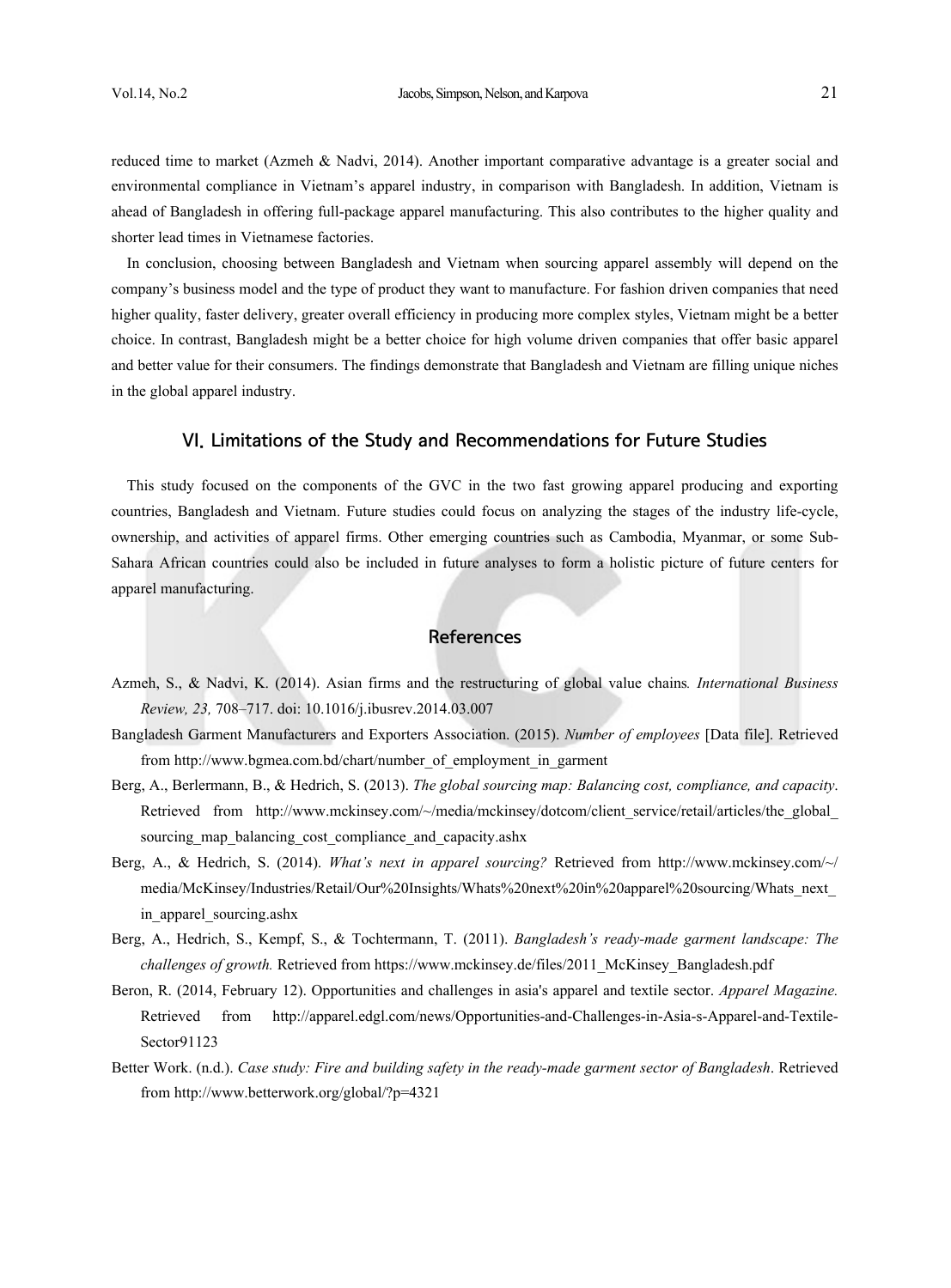reduced time to market (Azmeh & Nadvi, 2014). Another important comparative advantage is a greater social and environmental compliance in Vietnam's apparel industry, in comparison with Bangladesh. In addition, Vietnam is ahead of Bangladesh in offering full-package apparel manufacturing. This also contributes to the higher quality and shorter lead times in Vietnamese factories.

In conclusion, choosing between Bangladesh and Vietnam when sourcing apparel assembly will depend on the company's business model and the type of product they want to manufacture. For fashion driven companies that need higher quality, faster delivery, greater overall efficiency in producing more complex styles, Vietnam might be a better choice. In contrast, Bangladesh might be a better choice for high volume driven companies that offer basic apparel and better value for their consumers. The findings demonstrate that Bangladesh and Vietnam are filling unique niches in the global apparel industry.

## Ⅵ. Limitations of the Study and Recommendations for Future Studies

This study focused on the components of the GVC in the two fast growing apparel producing and exporting countries, Bangladesh and Vietnam. Future studies could focus on analyzing the stages of the industry life-cycle, ownership, and activities of apparel firms. Other emerging countries such as Cambodia, Myanmar, or some Sub-Sahara African countries could also be included in future analyses to form a holistic picture of future centers for apparel manufacturing.

## References

Azmeh, S., & Nadvi, K. (2014). Asian firms and the restructuring of global value chains. *International Business Review, 23,* 708–717. doi: 10.1016/j.ibusrev.2014.03.007

Bangladesh Garment Manufacturers and Exporters Association. (2015). *Number of employees* [Data file]. Retrieved from http://www.bgmea.com.bd/chart/number_of_employment_in_garment

Berg, A., Berlermann, B., & Hedrich, S. (2013). *The global sourcing map: Balancing cost, compliance, and capacity*. Retrieved from http://www.mckinsey.com/~/media/mckinsey/dotcom/client_service/retail/articles/the_global_sourcing_map_balancing_cost_compliance_and_capacity.ashx

Berg, A., & Hedrich, S. (2014). *What's next in apparel sourcing?* Retrieved from http://www.mckinsey.com/~/media/McKinsey/Industries/Retail/Our%20Insights/Whats%20next%20in%20apparel%20sourcing/Whats_next_in_apparel_sourcing.ashx

Berg, A., Hedrich, S., Kempf, S., & Tochtermann, T. (2011). *Bangladesh's ready-made garment landscape: The challenges of growth.* Retrieved from https://www.mckinsey.de/files/2011_McKinsey_Bangladesh.pdf

Beron, R. (2014, February 12). Opportunities and challenges in asia's apparel and textile sector. *Apparel Magazine.* Retrieved from http://apparel.edgl.com/news/Opportunities-and-Challenges-in-Asia-s-Apparel-and-Textile-Sector91123

Better Work. (n.d.). *Case study: Fire and building safety in the ready-made garment sector of Bangladesh*. Retrieved from http://www.betterwork.org/global/?p=4321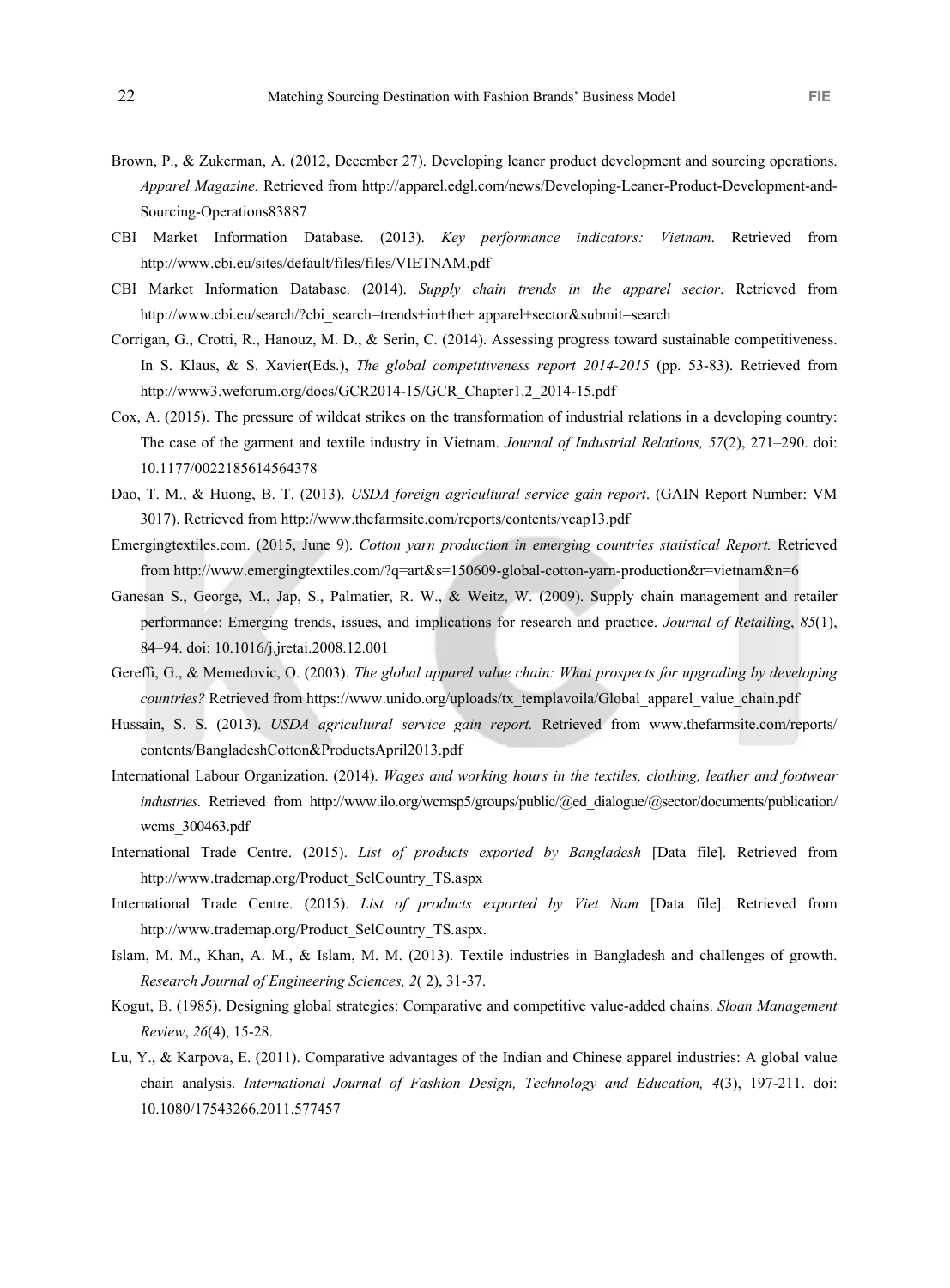Brown, P., & Zukerman, A. (2012, December 27). Developing leaner product development and sourcing operations. *Apparel Magazine.* Retrieved from http://apparel.edgl.com/news/Developing-Leaner-Product-Development-and-Sourcing-Operations83887

CBI Market Information Database. (2013). *Key performance indicators: Vietnam*. Retrieved from http://www.cbi.eu/sites/default/files/files/VIETNAM.pdf

CBI Market Information Database. (2014). *Supply chain trends in the apparel sector*. Retrieved from http://www.cbi.eu/search/?cbi_search=trends+in+the+ apparel+sector&submit=search

Corrigan, G., Crotti, R., Hanouz, M. D., & Serin, C. (2014). Assessing progress toward sustainable competitiveness. In S. Klaus, & S. Xavier(Eds.), *The global competitiveness report 2014-2015* (pp. 53-83). Retrieved from http://www3.weforum.org/docs/GCR2014-15/GCR_Chapter1.2_2014-15.pdf

Cox, A. (2015). The pressure of wildcat strikes on the transformation of industrial relations in a developing country: The case of the garment and textile industry in Vietnam. *Journal of Industrial Relations, 57*(2), 271–290. doi: 10.1177/0022185614564378

Dao, T. M., & Huong, B. T. (2013). *USDA foreign agricultural service gain report*. (GAIN Report Number: VM 3017). Retrieved from http://www.thefarmsite.com/reports/contents/vcap13.pdf

Emergingtextiles.com. (2015, June 9). *Cotton yarn production in emerging countries statistical Report.* Retrieved from http://www.emergingtextiles.com/?q=art&s=150609-global-cotton-yarn-production&r=vietnam&n=6

Ganesan S., George, M., Jap, S., Palmatier, R. W., & Weitz, W. (2009). Supply chain management and retailer performance: Emerging trends, issues, and implications for research and practice. *Journal of Retailing*, *85*(1), 84–94. doi: 10.1016/j.jretai.2008.12.001

Gereffi, G., & Memedovic, O. (2003). *The global apparel value chain: What prospects for upgrading by developing countries?* Retrieved from https://www.unido.org/uploads/tx_templavoila/Global_apparel_value_chain.pdf

Hussain, S. S. (2013). *USDA agricultural service gain report.* Retrieved from www.thefarmsite.com/reports/contents/BangladeshCotton&ProductsApril2013.pdf

International Labour Organization. (2014). *Wages and working hours in the textiles, clothing, leather and footwear industries.* Retrieved from http://www.ilo.org/wcmsp5/groups/public/@ed_dialogue/@sector/documents/publication/wcms_300463.pdf

International Trade Centre. (2015). *List of products exported by Bangladesh* [Data file]. Retrieved from http://www.trademap.org/Product_SelCountry_TS.aspx

International Trade Centre. (2015). *List of products exported by Viet Nam* [Data file]. Retrieved from http://www.trademap.org/Product_SelCountry_TS.aspx.

Islam, M. M., Khan, A. M., & Islam, M. M. (2013). Textile industries in Bangladesh and challenges of growth. *Research Journal of Engineering Sciences, 2*( 2), 31-37.

Kogut, B. (1985). Designing global strategies: Comparative and competitive value-added chains. *Sloan Management Review*, *26*(4), 15-28.

Lu, Y., & Karpova, E. (2011). Comparative advantages of the Indian and Chinese apparel industries: A global value chain analysis. *International Journal of Fashion Design, Technology and Education, 4*(3), 197-211. doi: 10.1080/17543266.2011.577457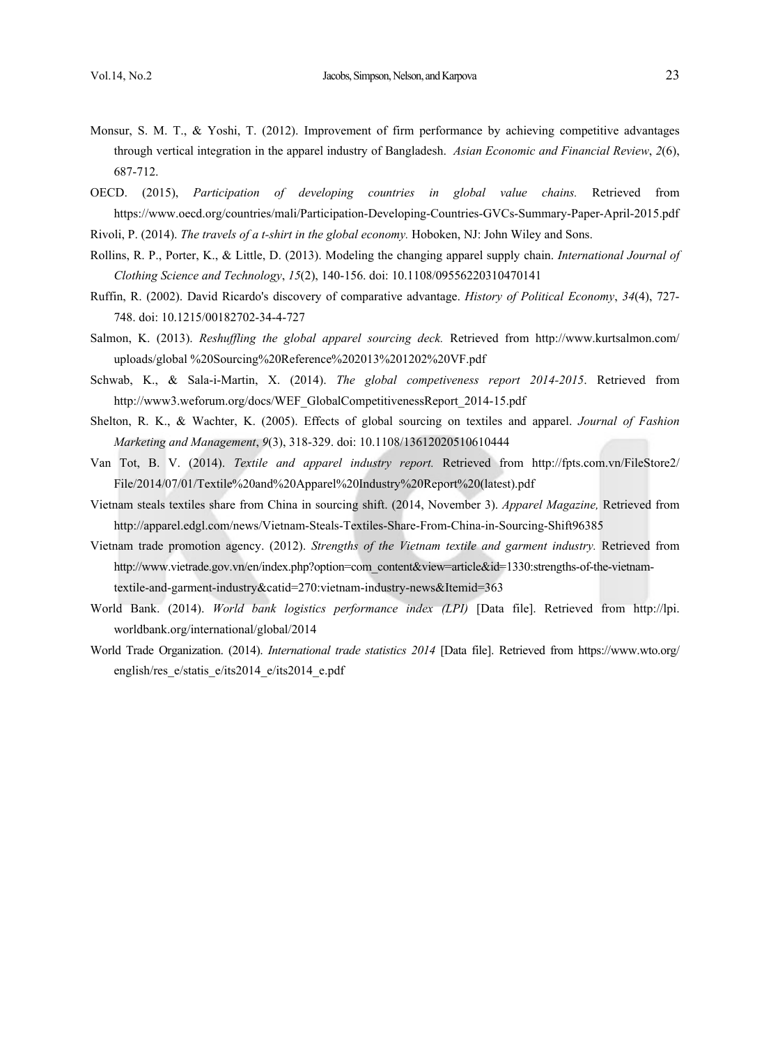Monsur, S. M. T., & Yoshi, T. (2012). Improvement of firm performance by achieving competitive advantages through vertical integration in the apparel industry of Bangladesh. *Asian Economic and Financial Review*, *2*(6), 687-712.

OECD. (2015), *Participation of developing countries in global value chains.* Retrieved from https://www.oecd.org/countries/mali/Participation-Developing-Countries-GVCs-Summary-Paper-April-2015.pdf

Rivoli, P. (2014). *The travels of a t-shirt in the global economy.* Hoboken, NJ: John Wiley and Sons.

Rollins, R. P., Porter, K., & Little, D. (2013). Modeling the changing apparel supply chain. *International Journal of Clothing Science and Technology*, *15*(2), 140-156. doi: 10.1108/09556220310470141

Ruffin, R. (2002). David Ricardo's discovery of comparative advantage. *History of Political Economy*, *34*(4), 727-748. doi: 10.1215/00182702-34-4-727

Salmon, K. (2013). *Reshuffling the global apparel sourcing deck.* Retrieved from http://www.kurtsalmon.com/uploads/global %20Sourcing%20Reference%202013%201202%20VF.pdf

Schwab, K., & Sala-i-Martin, X. (2014). *The global competiveness report 2014-2015*. Retrieved from http://www3.weforum.org/docs/WEF_GlobalCompetitivenessReport_2014-15.pdf

Shelton, R. K., & Wachter, K. (2005). Effects of global sourcing on textiles and apparel. *Journal of Fashion Marketing and Management*, *9*(3), 318-329. doi: 10.1108/13612020510610444

Van Tot, B. V. (2014). *Textile and apparel industry report.* Retrieved from http://fpts.com.vn/FileStore2/File/2014/07/01/Textile%20and%20Apparel%20Industry%20Report%20(latest).pdf

Vietnam steals textiles share from China in sourcing shift. (2014, November 3). *Apparel Magazine,* Retrieved from http://apparel.edgl.com/news/Vietnam-Steals-Textiles-Share-From-China-in-Sourcing-Shift96385

Vietnam trade promotion agency. (2012). *Strengths of the Vietnam textile and garment industry.* Retrieved from http://www.vietrade.gov.vn/en/index.php?option=com_content&view=article&id=1330:strengths-of-the-vietnam-textile-and-garment-industry&catid=270:vietnam-industry-news&Itemid=363

World Bank. (2014). *World bank logistics performance index (LPI)* [Data file]. Retrieved from http://lpi.worldbank.org/international/global/2014

World Trade Organization. (2014). *International trade statistics 2014* [Data file]. Retrieved from https://www.wto.org/english/res_e/statis_e/its2014_e/its2014_e.pdf